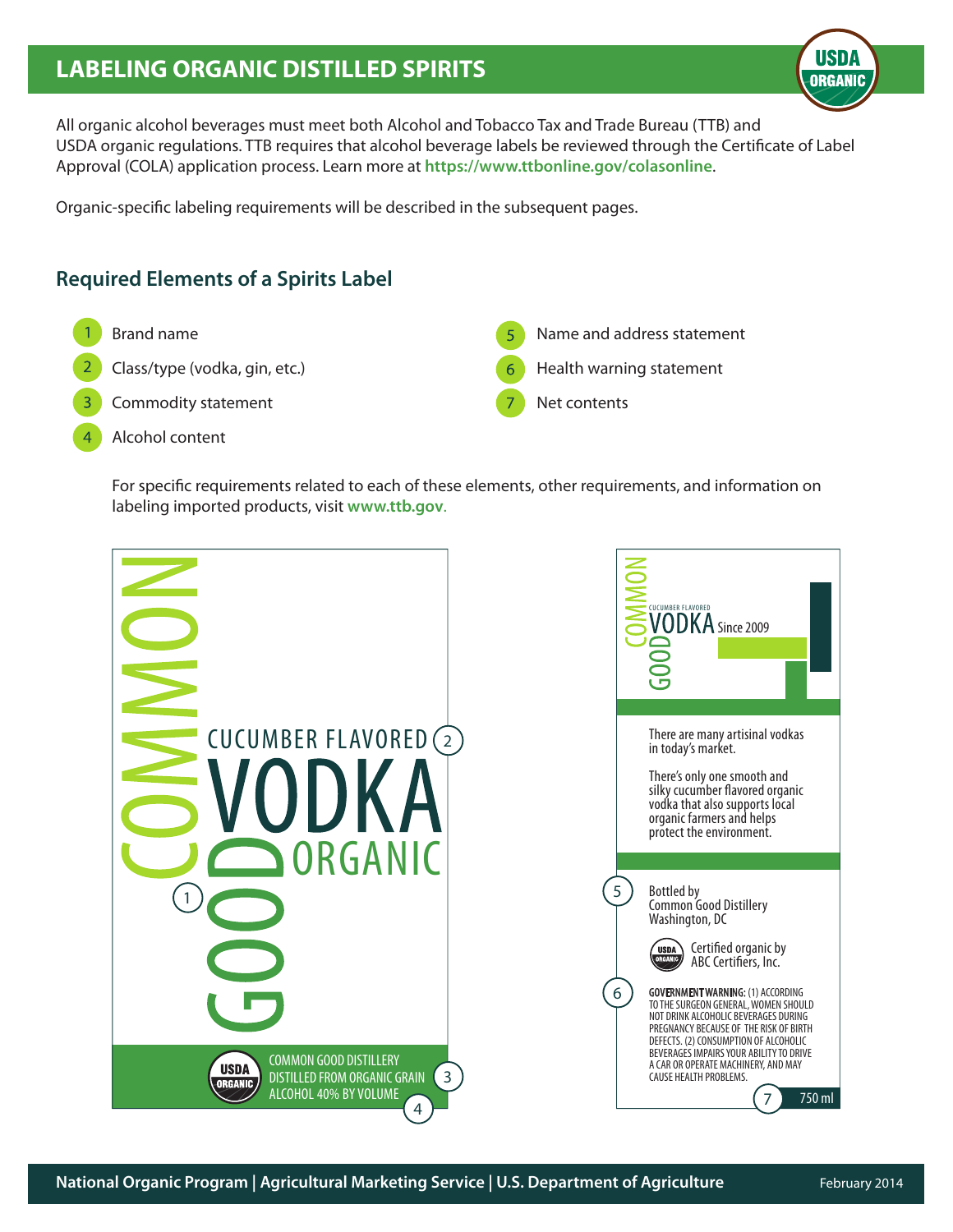# LABELING ORGANIC DISTILLED SPIRITS

All organic alcohol beverages must meet both Alcohol and Tobacco Tax and Trade Bureau (TTB) and USDA organic regulations. TTB requires that alcohol beverage labels be reviewed through the Certificate of Label Approval (COLA) application process. Learn more at **https://www.ttbonline.gov/colasonline**.

Organic-specific labeling requirements will be described in the subsequent pages.

## Required Elements of a Spirits Label

1. Brand name
2. Class/type (vodka, gin, etc.)
3. Commodity statement
4. Alcohol content
5. Name and address statement
6. Health warning statement
7. Net contents

For specific requirements related to each of these elements, other requirements, and information on labeling imported products, visit **www.ttb.gov**.

COMMON GOOD (1)

CUCUMBER FLAVORED (2)

VODKA

ORGANIC

USDA ORGANIC

COMMON GOOD DISTILLERY

DISTILLED FROM ORGANIC GRAIN (3)

ALCOHOL 40% BY VOLUME (4)

COMMON GOOD

CUCUMBER FLAVORED

VODKA Since 2009

There are many artisinal vodkas in today's market.

There's only one smooth and silky cucumber flavored organic vodka that also supports local organic farmers and helps protect the environment.

(5) Bottled by
Common Good Distillery
Washington, DC

USDA ORGANIC Certified organic by ABC Certifiers, Inc.

(6) GOVERNMENT WARNING: (1) ACCORDING TO THE SURGEON GENERAL, WOMEN SHOULD NOT DRINK ALCOHOLIC BEVERAGES DURING PREGNANCY BECAUSE OF THE RISK OF BIRTH DEFECTS. (2) CONSUMPTION OF ALCOHOLIC BEVERAGES IMPAIRS YOUR ABILITY TO DRIVE A CAR OR OPERATE MACHINERY, AND MAY CAUSE HEALTH PROBLEMS.

(7) 750 ml

National Organic Program | Agricultural Marketing Service | U.S. Department of Agriculture

February 2014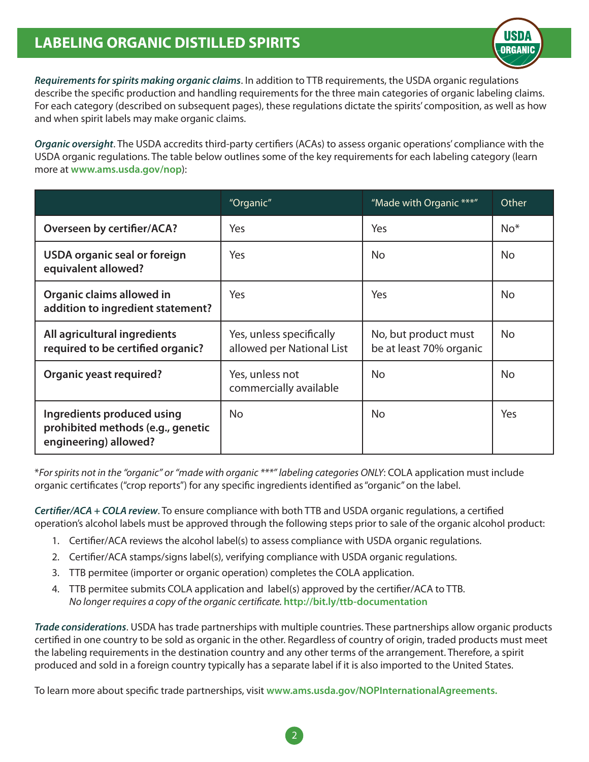# LABELING ORGANIC DISTILLED SPIRITS

***Requirements for spirits making organic claims***. In addition to TTB requirements, the USDA organic regulations describe the specific production and handling requirements for the three main categories of organic labeling claims. For each category (described on subsequent pages), these regulations dictate the spirits' composition, as well as how and when spirit labels may make organic claims.

***Organic oversight***. The USDA accredits third-party certifiers (ACAs) to assess organic operations' compliance with the USDA organic regulations. The table below outlines some of the key requirements for each labeling category (learn more at **www.ams.usda.gov/nop**):

| | "Organic" | "Made with Organic ***" | Other |
|---|---|---|---|
| **Overseen by certifier/ACA?** | Yes | Yes | No* |
| **USDA organic seal or foreign equivalent allowed?** | Yes | No | No |
| **Organic claims allowed in addition to ingredient statement?** | Yes | Yes | No |
| **All agricultural ingredients required to be certified organic?** | Yes, unless specifically allowed per National List | No, but product must be at least 70% organic | No |
| **Organic yeast required?** | Yes, unless not commercially available | No | No |
| **Ingredients produced using prohibited methods (e.g., genetic engineering) allowed?** | No | No | Yes |

**For spirits not in the "organic" or "made with organic ***" labeling categories ONLY*: COLA application must include organic certificates ("crop reports") for any specific ingredients identified as "organic" on the label.

***Certifier/ACA + COLA review***. To ensure compliance with both TTB and USDA organic regulations, a certified operation's alcohol labels must be approved through the following steps prior to sale of the organic alcohol product:

1. Certifier/ACA reviews the alcohol label(s) to assess compliance with USDA organic regulations.
2. Certifier/ACA stamps/signs label(s), verifying compliance with USDA organic regulations.
3. TTB permitee (importer or organic operation) completes the COLA application.
4. TTB permitee submits COLA application and label(s) approved by the certifier/ACA to TTB.
   *No longer requires a copy of the organic certificate.* **http://bit.ly/ttb-documentation**

***Trade considerations***. USDA has trade partnerships with multiple countries. These partnerships allow organic products certified in one country to be sold as organic in the other. Regardless of country of origin, traded products must meet the labeling requirements in the destination country and any other terms of the arrangement. Therefore, a spirit produced and sold in a foreign country typically has a separate label if it is also imported to the United States.

To learn more about specific trade partnerships, visit **www.ams.usda.gov/NOPInternationalAgreements.**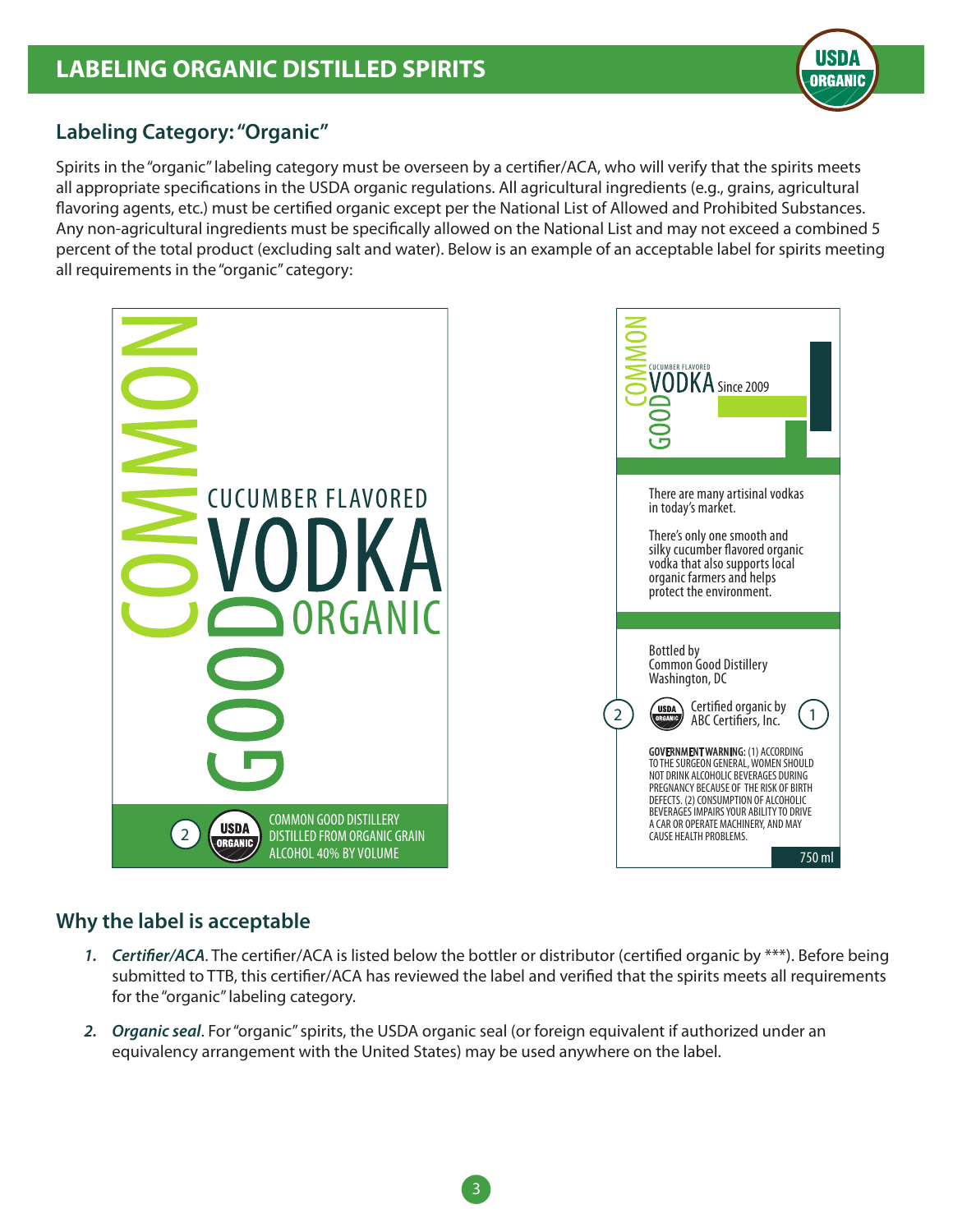## LABELING ORGANIC DISTILLED SPIRITS

### Labeling Category: "Organic"

Spirits in the "organic" labeling category must be overseen by a certifier/ACA, who will verify that the spirits meets all appropriate specifications in the USDA organic regulations. All agricultural ingredients (e.g., grains, agricultural flavoring agents, etc.) must be certified organic except per the National List of Allowed and Prohibited Substances. Any non-agricultural ingredients must be specifically allowed on the National List and may not exceed a combined 5 percent of the total product (excluding salt and water). Below is an example of an acceptable label for spirits meeting all requirements in the "organic" category:

COMMON GOOD

CUCUMBER FLAVORED

VODKA

ORGANIC

(2) USDA ORGANIC

COMMON GOOD DISTILLERY
DISTILLED FROM ORGANIC GRAIN
ALCOHOL 40% BY VOLUME

COMMON GOOD CUCUMBER FLAVORED VODKA Since 2009

There are many artisinal vodkas in today's market.

There's only one smooth and silky cucumber flavored organic vodka that also supports local organic farmers and helps protect the environment.

Bottled by
Common Good Distillery
Washington, DC

(2) USDA ORGANIC Certified organic by ABC Certifiers, Inc. (1)

GOVERNMENT WARNING: (1) ACCORDING TO THE SURGEON GENERAL, WOMEN SHOULD NOT DRINK ALCOHOLIC BEVERAGES DURING PREGNANCY BECAUSE OF THE RISK OF BIRTH DEFECTS. (2) CONSUMPTION OF ALCOHOLIC BEVERAGES IMPAIRS YOUR ABILITY TO DRIVE A CAR OR OPERATE MACHINERY, AND MAY CAUSE HEALTH PROBLEMS.

750 ml

### Why the label is acceptable

1. ***Certifier/ACA***. The certifier/ACA is listed below the bottler or distributor (certified organic by ***). Before being submitted to TTB, this certifier/ACA has reviewed the label and verified that the spirits meets all requirements for the "organic" labeling category.

2. ***Organic seal***. For "organic" spirits, the USDA organic seal (or foreign equivalent if authorized under an equivalency arrangement with the United States) may be used anywhere on the label.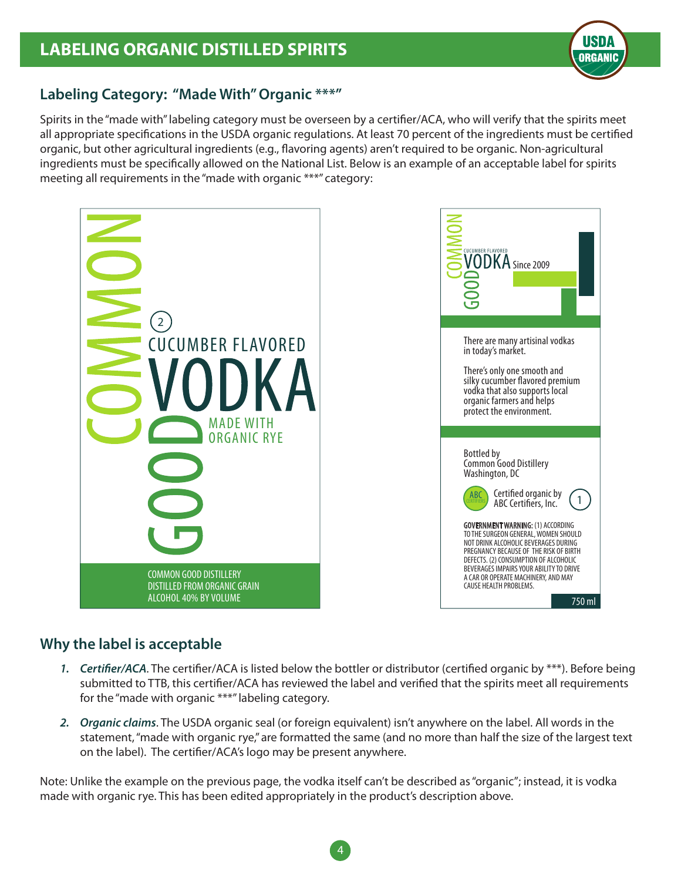# LABELING ORGANIC DISTILLED SPIRITS

## Labeling Category: "Made With" Organic ***"

Spirits in the "made with" labeling category must be overseen by a certifier/ACA, who will verify that the spirits meet all appropriate specifications in the USDA organic regulations. At least 70 percent of the ingredients must be certified organic, but other agricultural ingredients (e.g., flavoring agents) aren't required to be organic. Non-agricultural ingredients must be specifically allowed on the National List. Below is an example of an acceptable label for spirits meeting all requirements in the "made with organic ***" category:

COMMON GOOD

2

CUCUMBER FLAVORED

VODKA

MADE WITH ORGANIC RYE

COMMON GOOD DISTILLERY
DISTILLED FROM ORGANIC GRAIN
ALCOHOL 40% BY VOLUME

COMMON GOOD

CUCUMBER FLAVORED
VODKA Since 2009

There are many artisinal vodkas in today's market.

There's only one smooth and silky cucumber flavored premium vodka that also supports local organic farmers and helps protect the environment.

Bottled by
Common Good Distillery
Washington, DC

ABC CERTIFIERS Certified organic by ABC Certifiers, Inc. 1

GOVERNMENT WARNING: (1) ACCORDING TO THE SURGEON GENERAL, WOMEN SHOULD NOT DRINK ALCOHOLIC BEVERAGES DURING PREGNANCY BECAUSE OF THE RISK OF BIRTH DEFECTS. (2) CONSUMPTION OF ALCOHOLIC BEVERAGES IMPAIRS YOUR ABILITY TO DRIVE A CAR OR OPERATE MACHINERY, AND MAY CAUSE HEALTH PROBLEMS.

750 ml

## Why the label is acceptable

1. ***Certifier/ACA.*** The certifier/ACA is listed below the bottler or distributor (certified organic by ***). Before being submitted to TTB, this certifier/ACA has reviewed the label and verified that the spirits meet all requirements for the "made with organic ***" labeling category.

2. ***Organic claims.*** The USDA organic seal (or foreign equivalent) isn't anywhere on the label. All words in the statement, "made with organic rye," are formatted the same (and no more than half the size of the largest text on the label). The certifier/ACA's logo may be present anywhere.

Note: Unlike the example on the previous page, the vodka itself can't be described as "organic"; instead, it is vodka made with organic rye. This has been edited appropriately in the product's description above.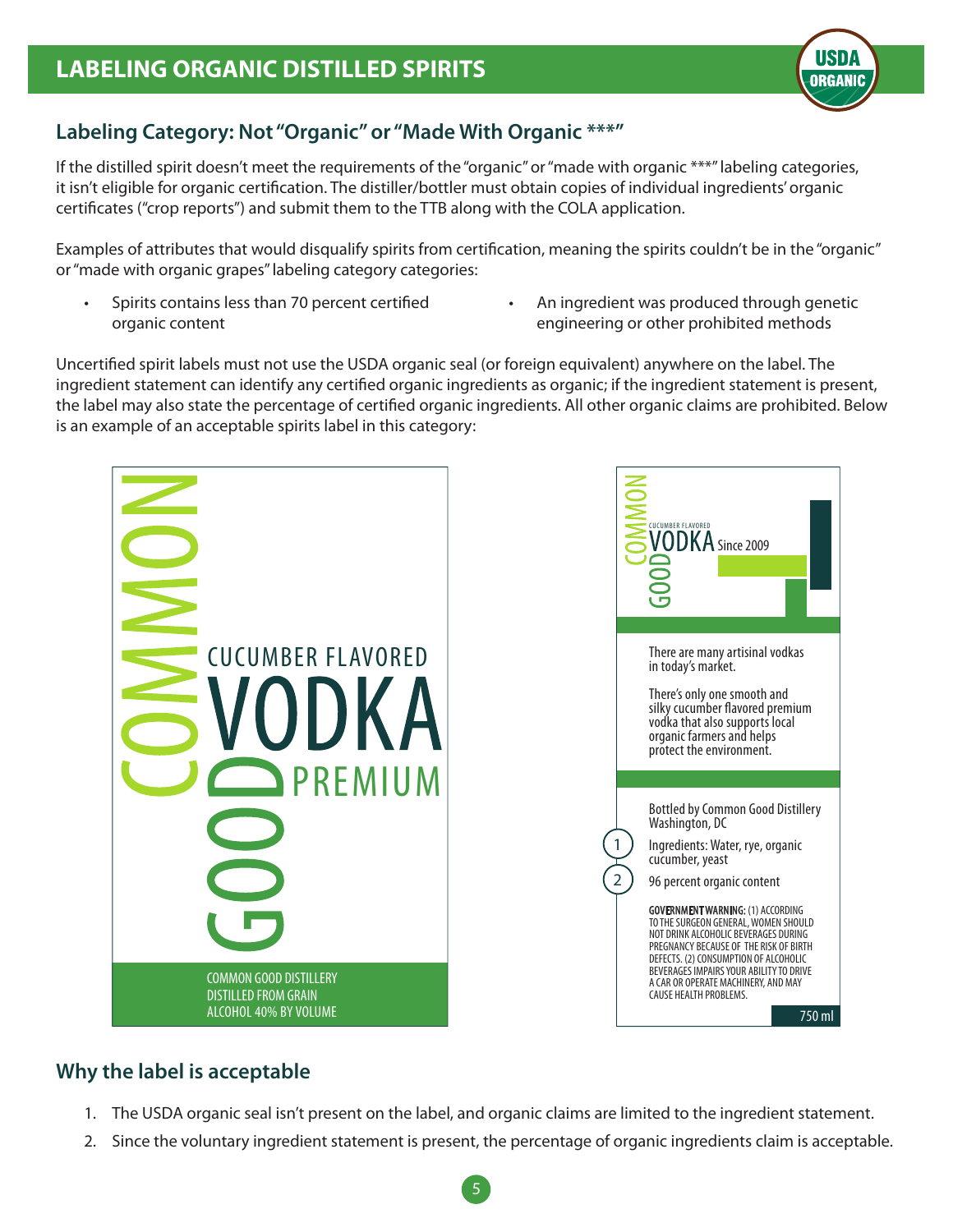# LABELING ORGANIC DISTILLED SPIRITS

## Labeling Category: Not "Organic" or "Made With Organic ***"

If the distilled spirit doesn't meet the requirements of the "organic" or "made with organic ***" labeling categories, it isn't eligible for organic certification. The distiller/bottler must obtain copies of individual ingredients' organic certificates ("crop reports") and submit them to the TTB along with the COLA application.

Examples of attributes that would disqualify spirits from certification, meaning the spirits couldn't be in the "organic" or "made with organic grapes" labeling category categories:

- Spirits contains less than 70 percent certified organic content
- An ingredient was produced through genetic engineering or other prohibited methods

Uncertified spirit labels must not use the USDA organic seal (or foreign equivalent) anywhere on the label. The ingredient statement can identify any certified organic ingredients as organic; if the ingredient statement is present, the label may also state the percentage of certified organic ingredients. All other organic claims are prohibited. Below is an example of an acceptable spirits label in this category:

COMMON GOOD
CUCUMBER FLAVORED
VODKA
PREMIUM

COMMON GOOD DISTILLERY
DISTILLED FROM GRAIN
ALCOHOL 40% BY VOLUME

COMMON GOOD
CUCUMBER FLAVORED
VODKA Since 2009

There are many artisinal vodkas in today's market.

There's only one smooth and silky cucumber flavored premium vodka that also supports local organic farmers and helps protect the environment.

Bottled by Common Good Distillery
Washington, DC

1. Ingredients: Water, rye, organic cucumber, yeast
2. 96 percent organic content

GOVERNMENT WARNING: (1) ACCORDING TO THE SURGEON GENERAL, WOMEN SHOULD NOT DRINK ALCOHOLIC BEVERAGES DURING PREGNANCY BECAUSE OF THE RISK OF BIRTH DEFECTS. (2) CONSUMPTION OF ALCOHOLIC BEVERAGES IMPAIRS YOUR ABILITY TO DRIVE A CAR OR OPERATE MACHINERY, AND MAY CAUSE HEALTH PROBLEMS.

750 ml

## Why the label is acceptable

1. The USDA organic seal isn't present on the label, and organic claims are limited to the ingredient statement.
2. Since the voluntary ingredient statement is present, the percentage of organic ingredients claim is acceptable.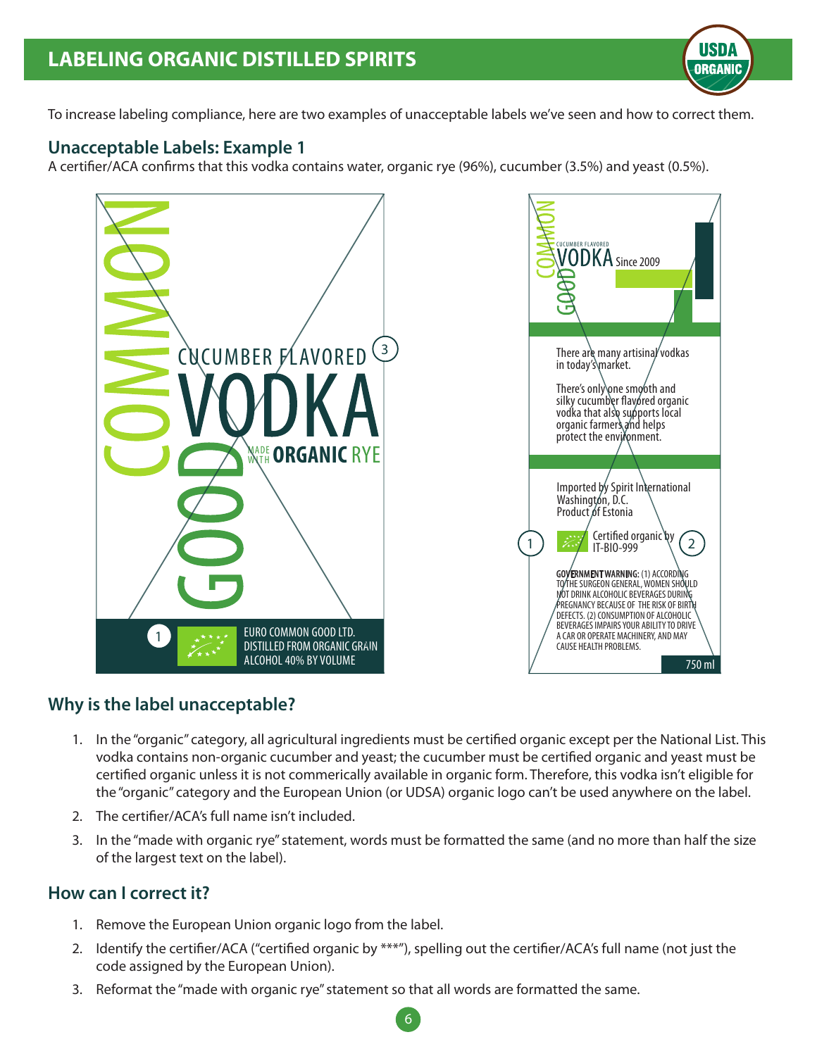## LABELING ORGANIC DISTILLED SPIRITS

To increase labeling compliance, here are two examples of unacceptable labels we've seen and how to correct them.

### Unacceptable Labels: Example 1

A certifier/ACA confirms that this vodka contains water, organic rye (96%), cucumber (3.5%) and yeast (0.5%).

COMMON GOOD

CUCUMBER FLAVORED VODKA (3)

MADE WITH ORGANIC RYE

(1) EURO COMMON GOOD LTD.
DISTILLED FROM ORGANIC GRAIN
ALCOHOL 40% BY VOLUME

COMMON GOOD
CUCUMBER FLAVORED
VODKA Since 2009

There are many artisinal vodkas in today's market.

There's only one smooth and silky cucumber flavored organic vodka that also supports local organic farmers and helps protect the environment.

Imported by Spirit International
Washington, D.C.
Product of Estonia

(1) Certified organic by IT-BIO-999 (2)

GOVERNMENT WARNING: (1) ACCORDING TO THE SURGEON GENERAL, WOMEN SHOULD NOT DRINK ALCOHOLIC BEVERAGES DURING PREGNANCY BECAUSE OF THE RISK OF BIRTH DEFECTS. (2) CONSUMPTION OF ALCOHOLIC BEVERAGES IMPAIRS YOUR ABILITY TO DRIVE A CAR OR OPERATE MACHINERY, AND MAY CAUSE HEALTH PROBLEMS.

750 ml

### Why is the label unacceptable?

1. In the "organic" category, all agricultural ingredients must be certified organic except per the National List. This vodka contains non-organic cucumber and yeast; the cucumber must be certified organic and yeast must be certified organic unless it is not commerically available in organic form. Therefore, this vodka isn't eligible for the "organic" category and the European Union (or UDSA) organic logo can't be used anywhere on the label.
2. The certifier/ACA's full name isn't included.
3. In the "made with organic rye" statement, words must be formatted the same (and no more than half the size of the largest text on the label).

### How can I correct it?

1. Remove the European Union organic logo from the label.
2. Identify the certifier/ACA ("certified organic by ***"), spelling out the certifier/ACA's full name (not just the code assigned by the European Union).
3. Reformat the "made with organic rye" statement so that all words are formatted the same.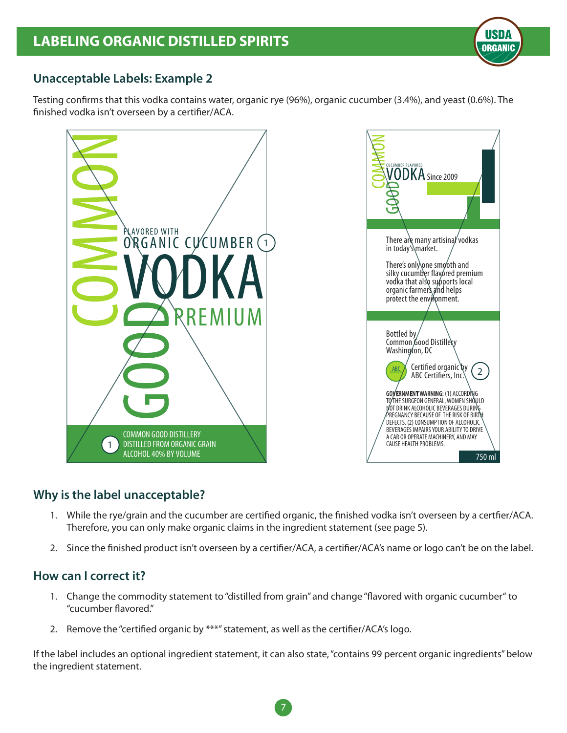## Unacceptable Labels: Example 2

Testing confirms that this vodka contains water, organic rye (96%), organic cucumber (3.4%), and yeast (0.6%). The finished vodka isn't overseen by a certifier/ACA.

COMMON GOOD

FLAVORED WITH
ORGANIC CUCUMBER (1)
VODKA
PREMIUM

(1) COMMON GOOD DISTILLERY
DISTILLED FROM ORGANIC GRAIN
ALCOHOL 40% BY VOLUME

COMMON GOOD

CUCUMBER FLAVORED
VODKA Since 2009

There are many artisinal vodkas in today's market.

There's only one smooth and silky cucumber flavored premium vodka that also supports local organic farmers and helps protect the environment.

Bottled by
Common Good Distillery
Washington, DC

ABC Certified organic by ABC Certifiers, Inc. (2)

GOVERNMENT WARNING: (1) ACCORDING TO THE SURGEON GENERAL, WOMEN SHOULD NOT DRINK ALCOHOLIC BEVERAGES DURING PREGNANCY BECAUSE OF THE RISK OF BIRTH DEFECTS. (2) CONSUMPTION OF ALCOHOLIC BEVERAGES IMPAIRS YOUR ABILITY TO DRIVE A CAR OR OPERATE MACHINERY, AND MAY CAUSE HEALTH PROBLEMS.

750 ml

## Why is the label unacceptable?

1. While the rye/grain and the cucumber are certified organic, the finished vodka isn't overseen by a certfier/ACA. Therefore, you can only make organic claims in the ingredient statement (see page 5).
2. Since the finished product isn't overseen by a certifier/ACA, a certifier/ACA's name or logo can't be on the label.

## How can I correct it?

1. Change the commodity statement to "distilled from grain" and change "flavored with organic cucumber" to "cucumber flavored."
2. Remove the "certified organic by \*\*\*" statement, as well as the certifier/ACA's logo.

If the label includes an optional ingredient statement, it can also state, "contains 99 percent organic ingredients" below the ingredient statement.